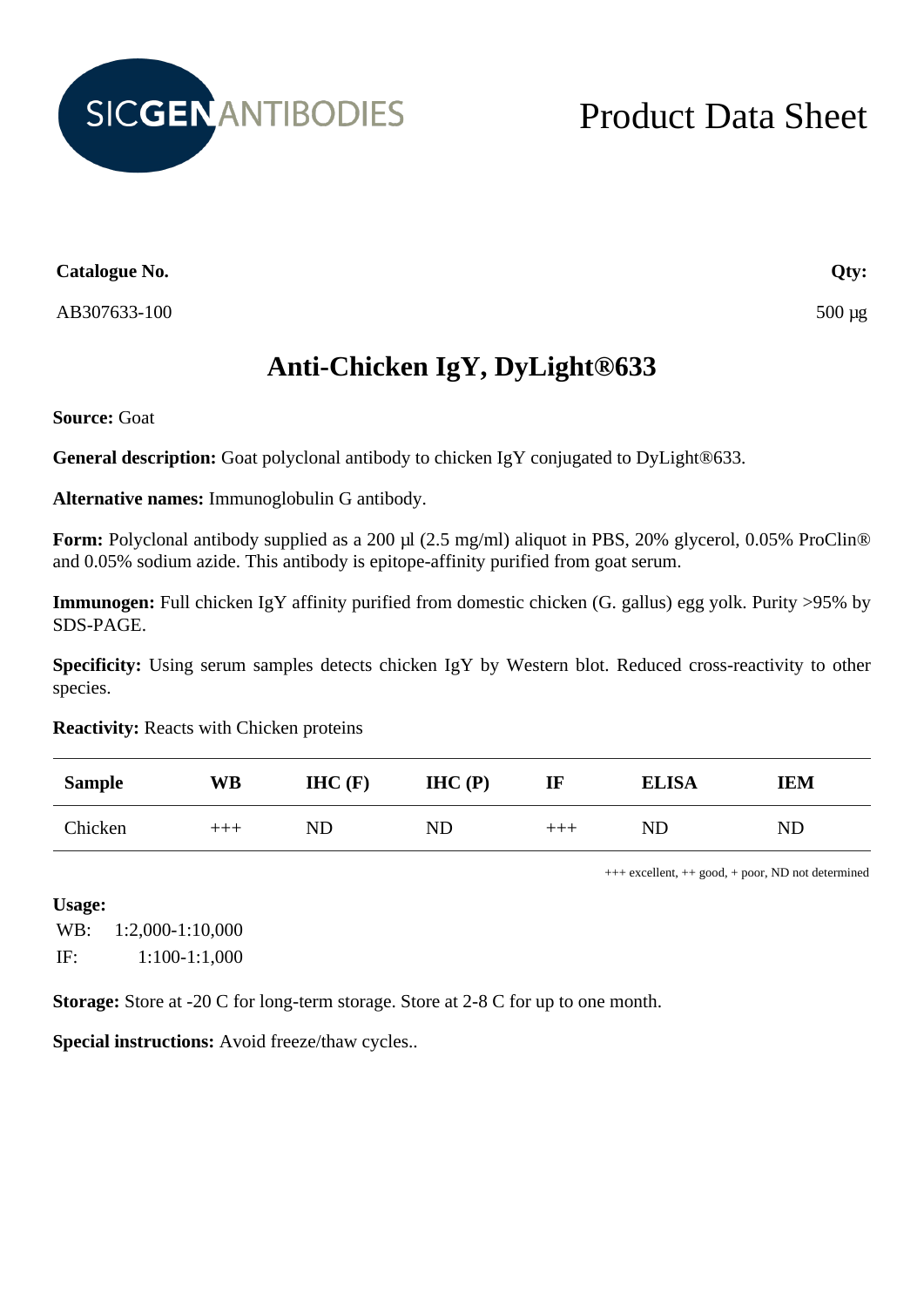SICGEN ANTIBODIES

# Product Data Sheet

**Catalogue No.**

AB307633-100

**Qty:**

500 µg

## Anti-Chicken IgY, DyLight®633

**Source:** Goat

**General description:** Goat polyclonal antibody to chicken IgY conjugated to DyLight®633.

**Alternative names:** Immunoglobulin G antibody.

**Form:** Polyclonal antibody supplied as a 200 µl (2.5 mg/ml) aliquot in PBS, 20% glycerol, 0.05% ProClin® and 0.05% sodium azide. This antibody is epitope-affinity purified from goat serum.

**Immunogen:** Full chicken IgY affinity purified from domestic chicken (G. gallus) egg yolk. Purity >95% by SDS-PAGE.

**Specificity:** Using serum samples detects chicken IgY by Western blot. Reduced cross-reactivity to other species.

**Reactivity:** Reacts with Chicken proteins

| Sample | WB | IHC (F) | IHC (P) | IF | ELISA | IEM |
|---|---|---|---|---|---|---|
| Chicken | +++ | ND | ND | +++ | ND | ND |

+++ excellent, ++ good, + poor, ND not determined

**Usage:**

WB: 1:2,000-1:10,000

IF: 1:100-1:1,000

**Storage:** Store at -20 C for long-term storage. Store at 2-8 C for up to one month.

**Special instructions:** Avoid freeze/thaw cycles..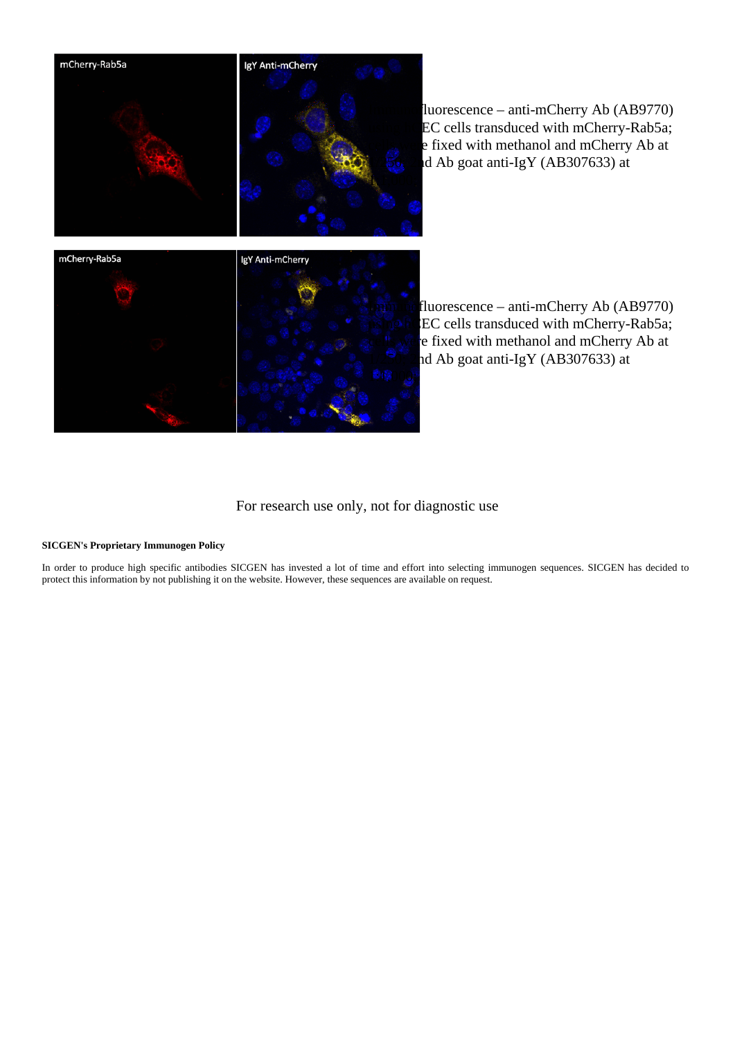mCherry-Rab5a

IgY Anti-mCherry

fluorescence – anti-mCherry Ab (AB9770)
EC cells transduced with mCherry-Rab5a;
e fixed with methanol and mCherry Ab at
nd Ab goat anti-IgY (AB307633) at

mCherry-Rab5a

IgY Anti-mCherry

fluorescence – anti-mCherry Ab (AB9770)
EC cells transduced with mCherry-Rab5a;
e fixed with methanol and mCherry Ab at
nd Ab goat anti-IgY (AB307633) at

For research use only, not for diagnostic use

**SICGEN's Proprietary Immunogen Policy**

In order to produce high specific antibodies SICGEN has invested a lot of time and effort into selecting immunogen sequences. SICGEN has decided to protect this information by not publishing it on the website. However, these sequences are available on request.